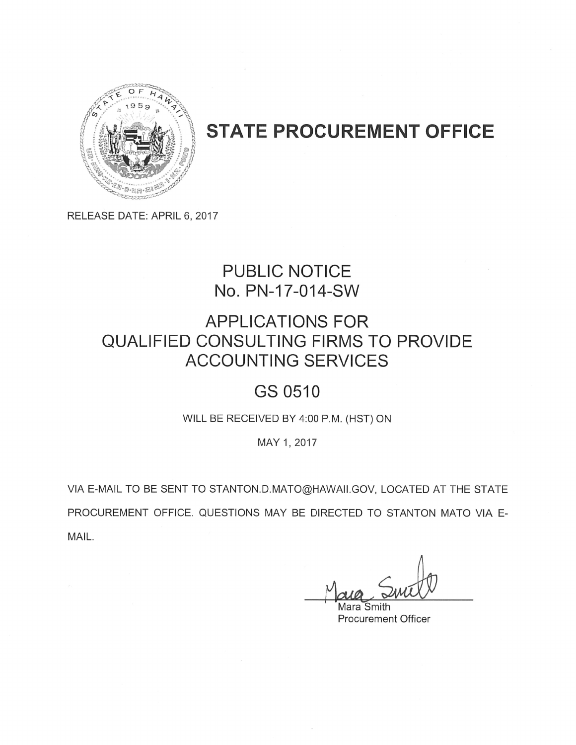# STATE PROCUREMENT OFFICE

RELEASE DATE: APRIL 6, 2017

## PUBLIC NOTICE
## No. PN-17-014-SW

## APPLICATIONS FOR QUALIFIED CONSULTING FIRMS TO PROVIDE ACCOUNTING SERVICES

## GS 0510

WILL BE RECEIVED BY 4:00 P.M. (HST) ON

MAY 1, 2017

VIA E-MAIL TO BE SENT TO STANTON.D.MATO@HAWAII.GOV, LOCATED AT THE STATE PROCUREMENT OFFICE. QUESTIONS MAY BE DIRECTED TO STANTON MATO VIA E-MAIL.

Mara Smith
Procurement Officer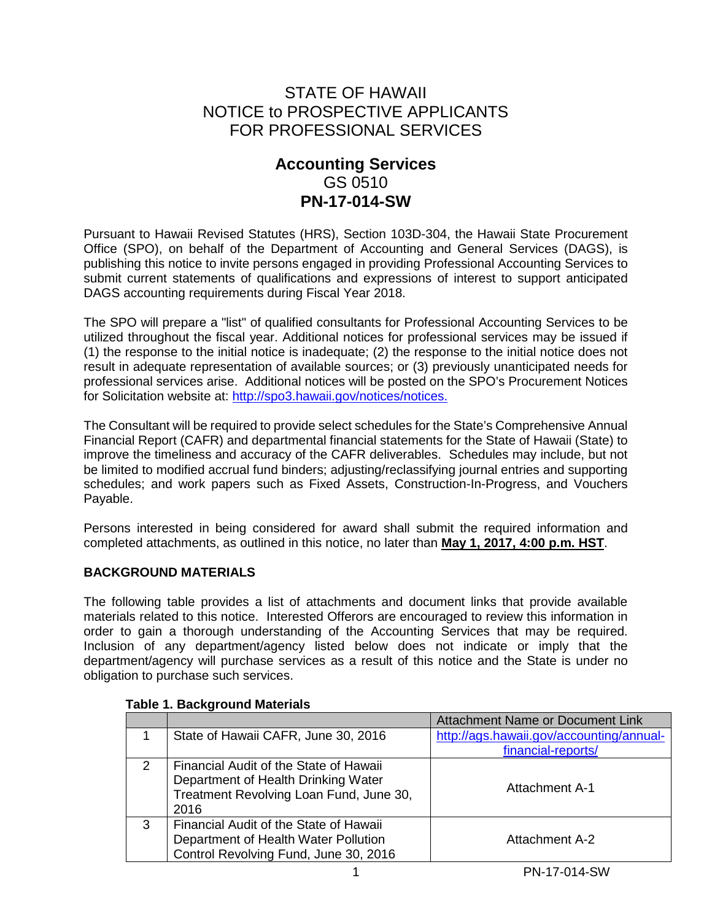# STATE OF HAWAII
# NOTICE to PROSPECTIVE APPLICANTS
# FOR PROFESSIONAL SERVICES

## **Accounting Services**
## GS 0510
## **PN-17-014-SW**

Pursuant to Hawaii Revised Statutes (HRS), Section 103D-304, the Hawaii State Procurement Office (SPO), on behalf of the Department of Accounting and General Services (DAGS), is publishing this notice to invite persons engaged in providing Professional Accounting Services to submit current statements of qualifications and expressions of interest to support anticipated DAGS accounting requirements during Fiscal Year 2018.

The SPO will prepare a "list" of qualified consultants for Professional Accounting Services to be utilized throughout the fiscal year. Additional notices for professional services may be issued if (1) the response to the initial notice is inadequate; (2) the response to the initial notice does not result in adequate representation of available sources; or (3) previously unanticipated needs for professional services arise. Additional notices will be posted on the SPO's Procurement Notices for Solicitation website at: http://spo3.hawaii.gov/notices/notices.

The Consultant will be required to provide select schedules for the State's Comprehensive Annual Financial Report (CAFR) and departmental financial statements for the State of Hawaii (State) to improve the timeliness and accuracy of the CAFR deliverables. Schedules may include, but not be limited to modified accrual fund binders; adjusting/reclassifying journal entries and supporting schedules; and work papers such as Fixed Assets, Construction-In-Progress, and Vouchers Payable.

Persons interested in being considered for award shall submit the required information and completed attachments, as outlined in this notice, no later than **May 1, 2017, 4:00 p.m. HST**.

### **BACKGROUND MATERIALS**

The following table provides a list of attachments and document links that provide available materials related to this notice. Interested Offerors are encouraged to review this information in order to gain a thorough understanding of the Accounting Services that may be required. Inclusion of any department/agency listed below does not indicate or imply that the department/agency will purchase services as a result of this notice and the State is under no obligation to purchase such services.

**Table 1. Background Materials**

| | | Attachment Name or Document Link |
|---|---|---|
| 1 | State of Hawaii CAFR, June 30, 2016 | http://ags.hawaii.gov/accounting/annual-financial-reports/ |
| 2 | Financial Audit of the State of Hawaii Department of Health Drinking Water Treatment Revolving Loan Fund, June 30, 2016 | Attachment A-1 |
| 3 | Financial Audit of the State of Hawaii Department of Health Water Pollution Control Revolving Fund, June 30, 2016 | Attachment A-2 |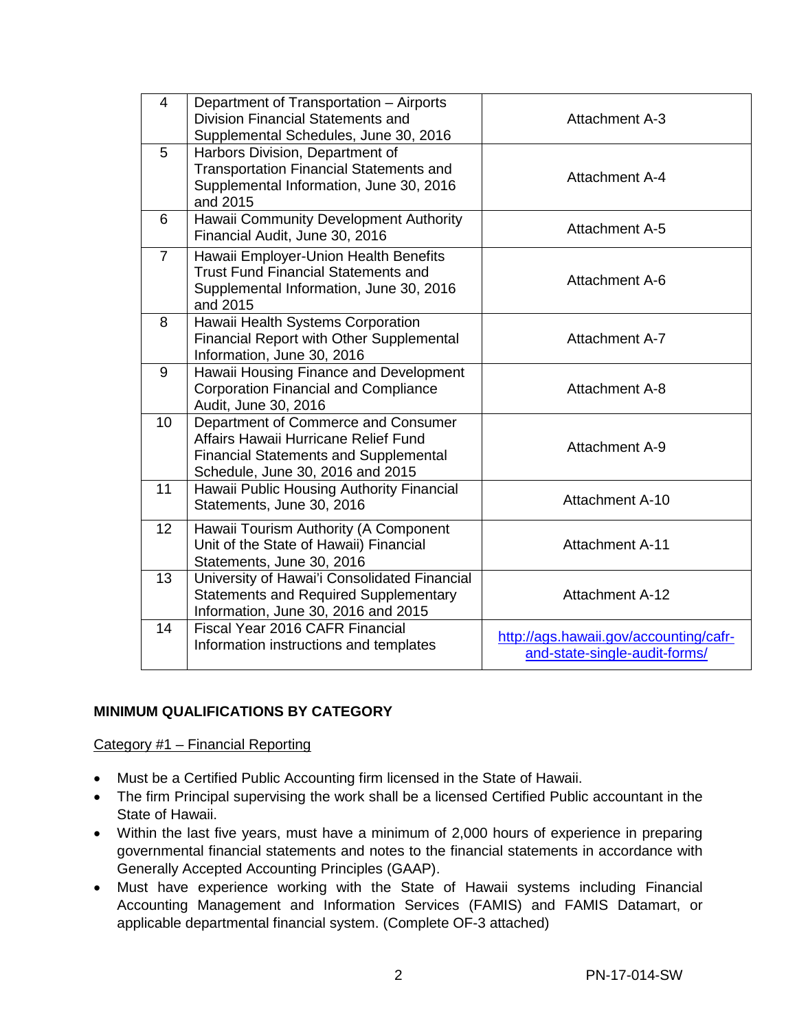| | | |
|---|---|---|
| 4 | Department of Transportation – Airports Division Financial Statements and Supplemental Schedules, June 30, 2016 | Attachment A-3 |
| 5 | Harbors Division, Department of Transportation Financial Statements and Supplemental Information, June 30, 2016 and 2015 | Attachment A-4 |
| 6 | Hawaii Community Development Authority Financial Audit, June 30, 2016 | Attachment A-5 |
| 7 | Hawaii Employer-Union Health Benefits Trust Fund Financial Statements and Supplemental Information, June 30, 2016 and 2015 | Attachment A-6 |
| 8 | Hawaii Health Systems Corporation Financial Report with Other Supplemental Information, June 30, 2016 | Attachment A-7 |
| 9 | Hawaii Housing Finance and Development Corporation Financial and Compliance Audit, June 30, 2016 | Attachment A-8 |
| 10 | Department of Commerce and Consumer Affairs Hawaii Hurricane Relief Fund Financial Statements and Supplemental Schedule, June 30, 2016 and 2015 | Attachment A-9 |
| 11 | Hawaii Public Housing Authority Financial Statements, June 30, 2016 | Attachment A-10 |
| 12 | Hawaii Tourism Authority (A Component Unit of the State of Hawaii) Financial Statements, June 30, 2016 | Attachment A-11 |
| 13 | University of Hawai'i Consolidated Financial Statements and Required Supplementary Information, June 30, 2016 and 2015 | Attachment A-12 |
| 14 | Fiscal Year 2016 CAFR Financial Information instructions and templates | http://ags.hawaii.gov/accounting/cafr-and-state-single-audit-forms/ |

**MINIMUM QUALIFICATIONS BY CATEGORY**

Category #1 – Financial Reporting

- Must be a Certified Public Accounting firm licensed in the State of Hawaii.
- The firm Principal supervising the work shall be a licensed Certified Public accountant in the State of Hawaii.
- Within the last five years, must have a minimum of 2,000 hours of experience in preparing governmental financial statements and notes to the financial statements in accordance with Generally Accepted Accounting Principles (GAAP).
- Must have experience working with the State of Hawaii systems including Financial Accounting Management and Information Services (FAMIS) and FAMIS Datamart, or applicable departmental financial system. (Complete OF-3 attached)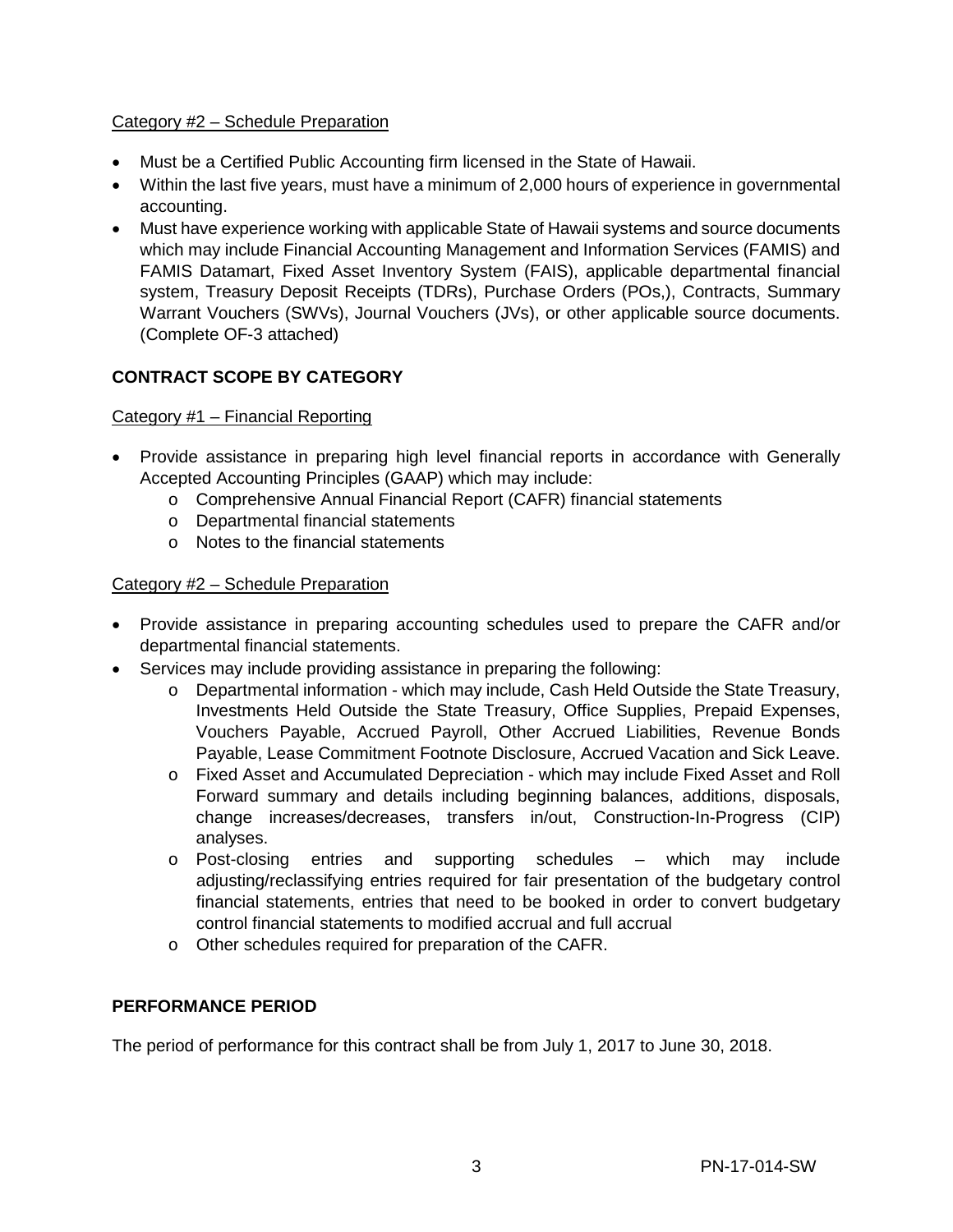Category #2 – Schedule Preparation

- Must be a Certified Public Accounting firm licensed in the State of Hawaii.
- Within the last five years, must have a minimum of 2,000 hours of experience in governmental accounting.
- Must have experience working with applicable State of Hawaii systems and source documents which may include Financial Accounting Management and Information Services (FAMIS) and FAMIS Datamart, Fixed Asset Inventory System (FAIS), applicable departmental financial system, Treasury Deposit Receipts (TDRs), Purchase Orders (POs,), Contracts, Summary Warrant Vouchers (SWVs), Journal Vouchers (JVs), or other applicable source documents. (Complete OF-3 attached)

## CONTRACT SCOPE BY CATEGORY

Category #1 – Financial Reporting

- Provide assistance in preparing high level financial reports in accordance with Generally Accepted Accounting Principles (GAAP) which may include:
  - Comprehensive Annual Financial Report (CAFR) financial statements
  - Departmental financial statements
  - Notes to the financial statements

Category #2 – Schedule Preparation

- Provide assistance in preparing accounting schedules used to prepare the CAFR and/or departmental financial statements.
- Services may include providing assistance in preparing the following:
  - Departmental information - which may include, Cash Held Outside the State Treasury, Investments Held Outside the State Treasury, Office Supplies, Prepaid Expenses, Vouchers Payable, Accrued Payroll, Other Accrued Liabilities, Revenue Bonds Payable, Lease Commitment Footnote Disclosure, Accrued Vacation and Sick Leave.
  - Fixed Asset and Accumulated Depreciation - which may include Fixed Asset and Roll Forward summary and details including beginning balances, additions, disposals, change increases/decreases, transfers in/out, Construction-In-Progress (CIP) analyses.
  - Post-closing entries and supporting schedules – which may include adjusting/reclassifying entries required for fair presentation of the budgetary control financial statements, entries that need to be booked in order to convert budgetary control financial statements to modified accrual and full accrual
  - Other schedules required for preparation of the CAFR.

## PERFORMANCE PERIOD

The period of performance for this contract shall be from July 1, 2017 to June 30, 2018.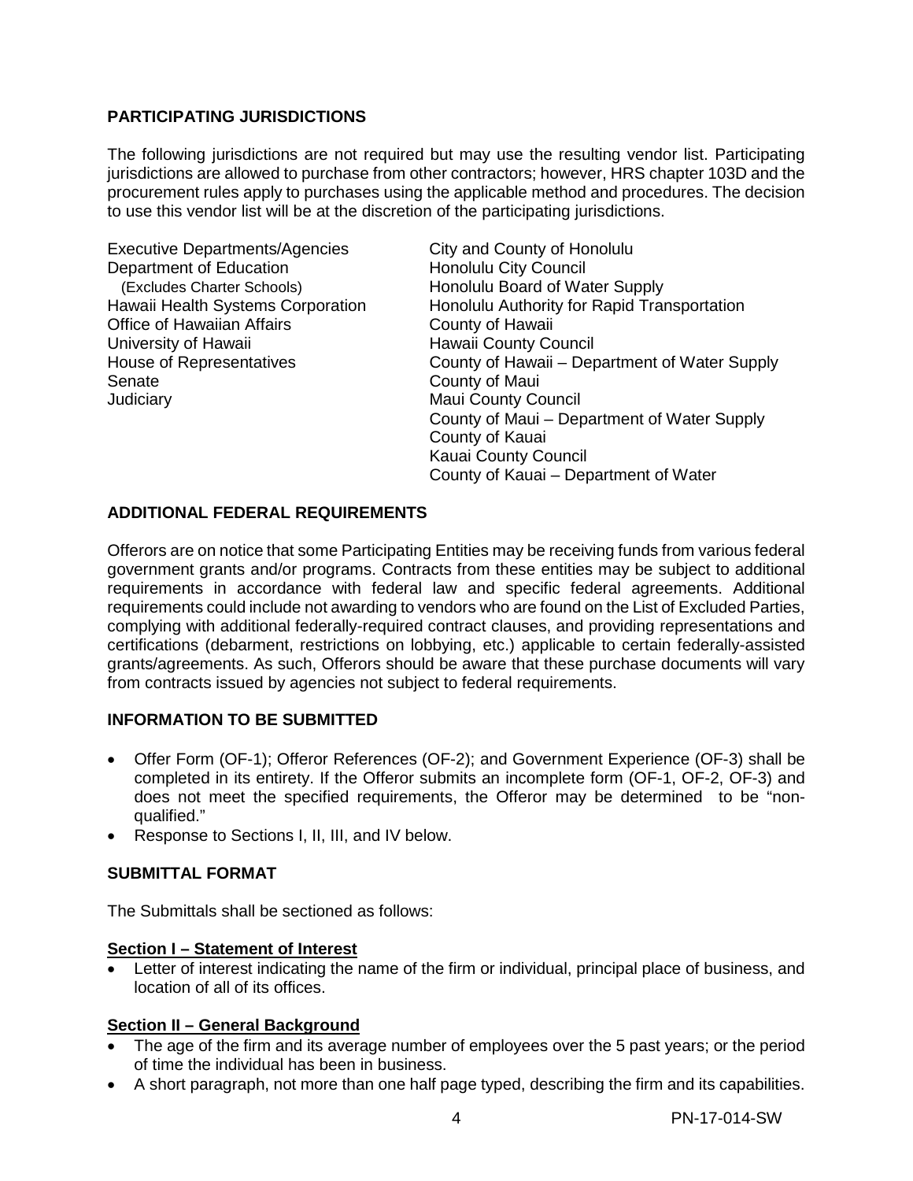**PARTICIPATING JURISDICTIONS**

The following jurisdictions are not required but may use the resulting vendor list. Participating jurisdictions are allowed to purchase from other contractors; however, HRS chapter 103D and the procurement rules apply to purchases using the applicable method and procedures. The decision to use this vendor list will be at the discretion of the participating jurisdictions.

Executive Departments/Agencies
Department of Education
(Excludes Charter Schools)
Hawaii Health Systems Corporation
Office of Hawaiian Affairs
University of Hawaii
House of Representatives
Senate
Judiciary

City and County of Honolulu
Honolulu City Council
Honolulu Board of Water Supply
Honolulu Authority for Rapid Transportation
County of Hawaii
Hawaii County Council
County of Hawaii – Department of Water Supply
County of Maui
Maui County Council
County of Maui – Department of Water Supply
County of Kauai
Kauai County Council
County of Kauai – Department of Water

**ADDITIONAL FEDERAL REQUIREMENTS**

Offerors are on notice that some Participating Entities may be receiving funds from various federal government grants and/or programs. Contracts from these entities may be subject to additional requirements in accordance with federal law and specific federal agreements. Additional requirements could include not awarding to vendors who are found on the List of Excluded Parties, complying with additional federally-required contract clauses, and providing representations and certifications (debarment, restrictions on lobbying, etc.) applicable to certain federally-assisted grants/agreements. As such, Offerors should be aware that these purchase documents will vary from contracts issued by agencies not subject to federal requirements.

**INFORMATION TO BE SUBMITTED**

- Offer Form (OF-1); Offeror References (OF-2); and Government Experience (OF-3) shall be completed in its entirety. If the Offeror submits an incomplete form (OF-1, OF-2, OF-3) and does not meet the specified requirements, the Offeror may be determined to be "non-qualified."
- Response to Sections I, II, III, and IV below.

**SUBMITTAL FORMAT**

The Submittals shall be sectioned as follows:

**Section I – Statement of Interest**

- Letter of interest indicating the name of the firm or individual, principal place of business, and location of all of its offices.

**Section II – General Background**

- The age of the firm and its average number of employees over the 5 past years; or the period of time the individual has been in business.
- A short paragraph, not more than one half page typed, describing the firm and its capabilities.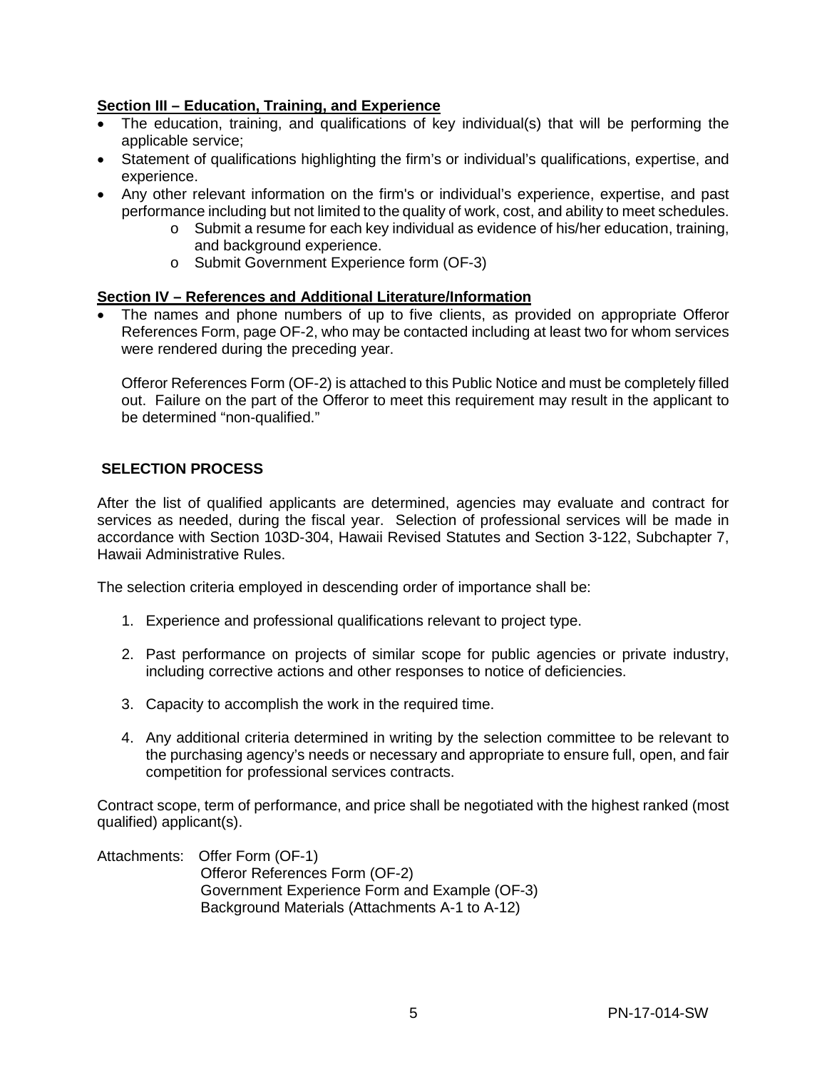**Section III – Education, Training, and Experience**

- The education, training, and qualifications of key individual(s) that will be performing the applicable service;
- Statement of qualifications highlighting the firm's or individual's qualifications, expertise, and experience.
- Any other relevant information on the firm's or individual's experience, expertise, and past performance including but not limited to the quality of work, cost, and ability to meet schedules.
  - Submit a resume for each key individual as evidence of his/her education, training, and background experience.
  - Submit Government Experience form (OF-3)

**Section IV – References and Additional Literature/Information**

- The names and phone numbers of up to five clients, as provided on appropriate Offeror References Form, page OF-2, who may be contacted including at least two for whom services were rendered during the preceding year.

  Offeror References Form (OF-2) is attached to this Public Notice and must be completely filled out. Failure on the part of the Offeror to meet this requirement may result in the applicant to be determined "non-qualified."

**SELECTION PROCESS**

After the list of qualified applicants are determined, agencies may evaluate and contract for services as needed, during the fiscal year. Selection of professional services will be made in accordance with Section 103D-304, Hawaii Revised Statutes and Section 3-122, Subchapter 7, Hawaii Administrative Rules.

The selection criteria employed in descending order of importance shall be:

1. Experience and professional qualifications relevant to project type.
2. Past performance on projects of similar scope for public agencies or private industry, including corrective actions and other responses to notice of deficiencies.
3. Capacity to accomplish the work in the required time.
4. Any additional criteria determined in writing by the selection committee to be relevant to the purchasing agency's needs or necessary and appropriate to ensure full, open, and fair competition for professional services contracts.

Contract scope, term of performance, and price shall be negotiated with the highest ranked (most qualified) applicant(s).

Attachments: Offer Form (OF-1)
Offeror References Form (OF-2)
Government Experience Form and Example (OF-3)
Background Materials (Attachments A-1 to A-12)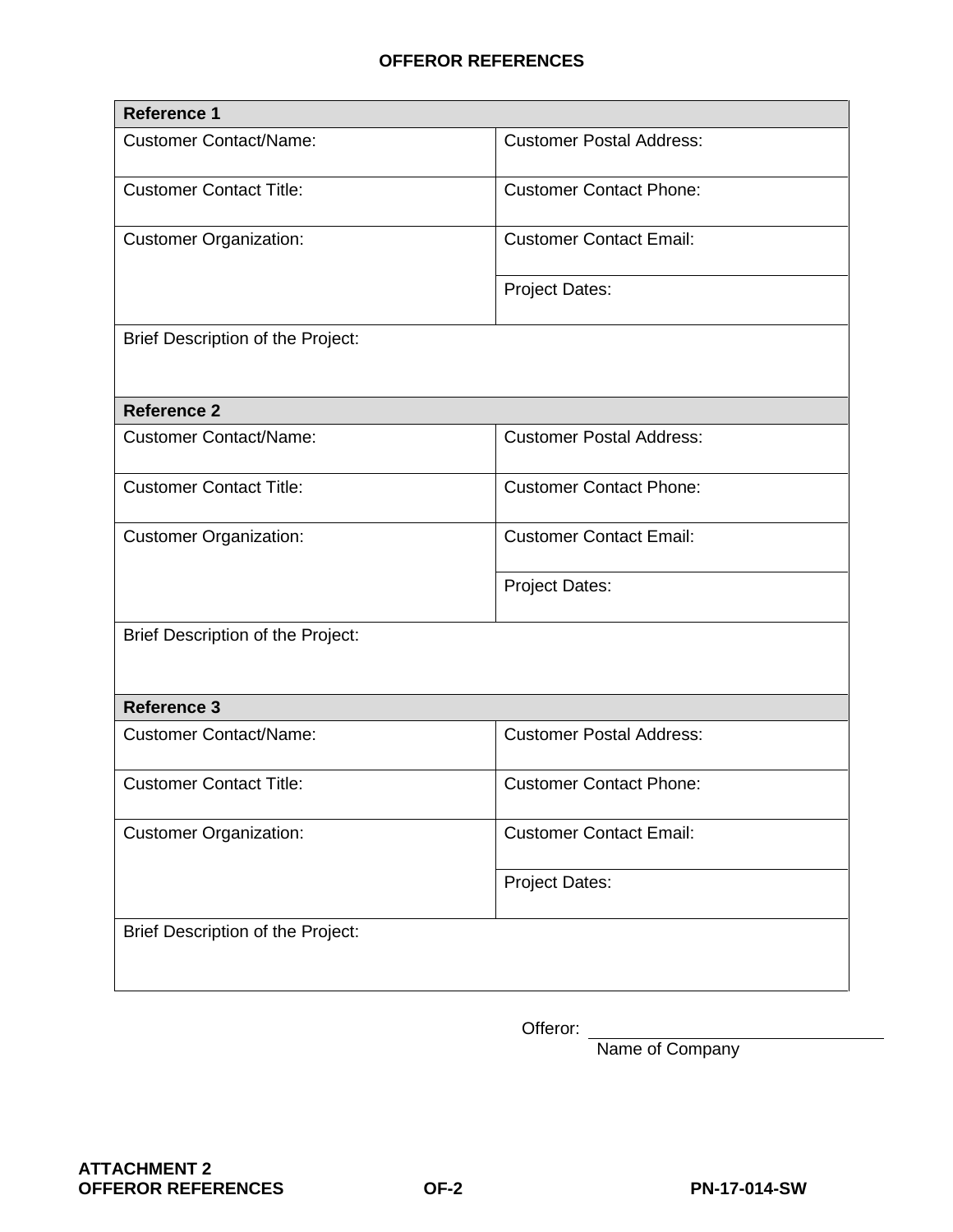# OFFEROR REFERENCES

| **Reference 1** | |
|---|---|
| Customer Contact/Name: | Customer Postal Address: |
| Customer Contact Title: | Customer Contact Phone: |
| Customer Organization: | Customer Contact Email: |
| | Project Dates: |
| Brief Description of the Project: | |

| **Reference 2** | |
|---|---|
| Customer Contact/Name: | Customer Postal Address: |
| Customer Contact Title: | Customer Contact Phone: |
| Customer Organization: | Customer Contact Email: |
| | Project Dates: |
| Brief Description of the Project: | |

| **Reference 3** | |
|---|---|
| Customer Contact/Name: | Customer Postal Address: |
| Customer Contact Title: | Customer Contact Phone: |
| Customer Organization: | Customer Contact Email: |
| | Project Dates: |
| Brief Description of the Project: | |

Offeror: ______________________________
Name of Company

**ATTACHMENT 2**
**OFFEROR REFERENCES** **OF-2** **PN-17-014-SW**